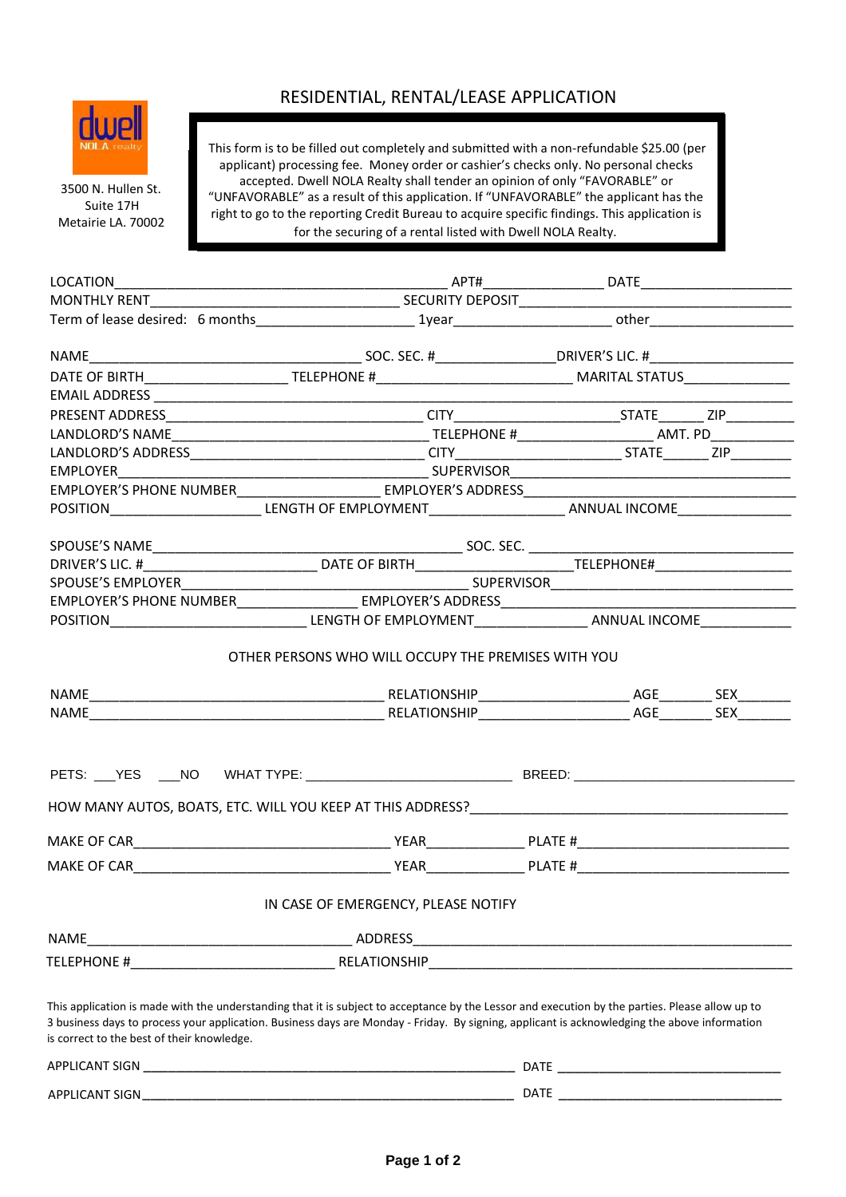# RESIDENTIAL, RENTAL/LEASE APPLICATION

dwell NOLA realty

3500 N. Hullen St.
Suite 17H
Metairie LA. 70002

> This form is to be filled out completely and submitted with a non-refundable $25.00 (per applicant) processing fee. Money order or cashier's checks only. No personal checks accepted. Dwell NOLA Realty shall tender an opinion of only "FAVORABLE" or "UNFAVORABLE" as a result of this application. If "UNFAVORABLE" the applicant has the right to go to the reporting Credit Bureau to acquire specific findings. This application is for the securing of a rental listed with Dwell NOLA Realty.

LOCATION_____________________________________________ APT#________________ DATE_____________________

MONTHLY RENT_________________________________ SECURITY DEPOSIT____________________________________

Term of lease desired: 6 months_____________________ 1year_____________________ other____________________

NAME___________________________________ SOC. SEC. #________________DRIVER'S LIC. #___________________

DATE OF BIRTH__________________ TELEPHONE #__________________________ MARITAL STATUS______________

EMAIL ADDRESS ___________________________________________________________________________________

PRESENT ADDRESS_________________________________ CITY______________________STATE______ ZIP_________

LANDLORD'S NAME_________________________________ TELEPHONE #__________________ AMT. PD___________

LANDLORD'S ADDRESS______________________________ CITY______________________ STATE______ ZIP________

EMPLOYER___________________________________________ SUPERVISOR_____________________________________

EMPLOYER'S PHONE NUMBER__________________ EMPLOYER'S ADDRESS_________________________________

POSITION____________________ LENGTH OF EMPLOYMENT__________________ ANNUAL INCOME_______________

SPOUSE'S NAME_________________________________________ SOC. SEC. ____________________________________

DRIVER'S LIC. #______________________ DATE OF BIRTH_____________________TELEPHONE#__________________

SPOUSE'S EMPLOYER______________________________________ SUPERVISOR________________________________

EMPLOYER'S PHONE NUMBER________________ EMPLOYER'S ADDRESS______________________________________

POSITION___________________________ LENGTH OF EMPLOYMENT_______________ ANNUAL INCOME____________

OTHER PERSONS WHO WILL OCCUPY THE PREMISES WITH YOU

NAME_______________________________________ RELATIONSHIP____________________ AGE_______ SEX_______

NAME_______________________________________ RELATIONSHIP____________________ AGE_______ SEX_______

PETS: ___YES ___NO WHAT TYPE: ___________________________ BREED: ______________________________

HOW MANY AUTOS, BOATS, ETC. WILL YOU KEEP AT THIS ADDRESS?____________________________________________

MAKE OF CAR__________________________________ YEAR_____________ PLATE #_____________________________

MAKE OF CAR__________________________________ YEAR_____________ PLATE #_____________________________

IN CASE OF EMERGENCY, PLEASE NOTIFY

NAME__________________________________ ADDRESS_____________________________________________________

TELEPHONE #__________________________ RELATIONSHIP__________________________________________________

This application is made with the understanding that it is subject to acceptance by the Lessor and execution by the parties. Please allow up to 3 business days to process your application. Business days are Monday - Friday. By signing, applicant is acknowledging the above information is correct to the best of their knowledge.

APPLICANT SIGN ____________________________________________________ DATE ________________________________

APPLICANT SIGN____________________________________________________ DATE ________________________________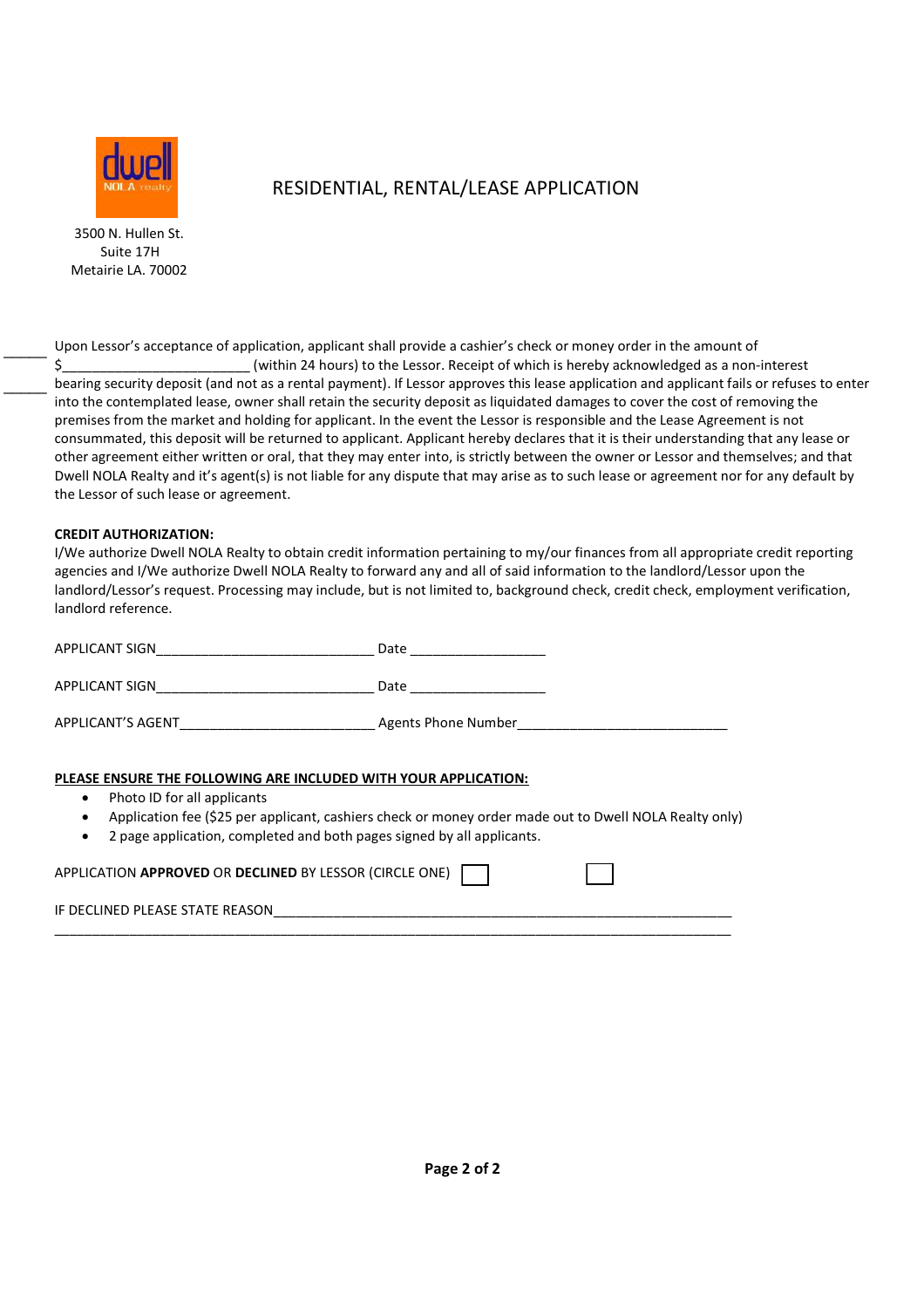3500 N. Hullen St.
Suite 17H
Metairie LA. 70002

# RESIDENTIAL, RENTAL/LEASE APPLICATION

______ Upon Lessor's acceptance of application, applicant shall provide a cashier's check or money order in the amount of $________________________ (within 24 hours) to the Lessor. Receipt of which is hereby acknowledged as a non-interest

______ bearing security deposit (and not as a rental payment). If Lessor approves this lease application and applicant fails or refuses to enter into the contemplated lease, owner shall retain the security deposit as liquidated damages to cover the cost of removing the premises from the market and holding for applicant. In the event the Lessor is responsible and the Lease Agreement is not consummated, this deposit will be returned to applicant. Applicant hereby declares that it is their understanding that any lease or other agreement either written or oral, that they may enter into, is strictly between the owner or Lessor and themselves; and that Dwell NOLA Realty and it's agent(s) is not liable for any dispute that may arise as to such lease or agreement nor for any default by the Lessor of such lease or agreement.

**CREDIT AUTHORIZATION:**

I/We authorize Dwell NOLA Realty to obtain credit information pertaining to my/our finances from all appropriate credit reporting agencies and I/We authorize Dwell NOLA Realty to forward any and all of said information to the landlord/Lessor upon the landlord/Lessor's request. Processing may include, but is not limited to, background check, credit check, employment verification, landlord reference.

APPLICANT SIGN_____________________________ Date __________________

APPLICANT SIGN_____________________________ Date __________________

APPLICANT'S AGENT_________________________ Agents Phone Number___________________________

**PLEASE ENSURE THE FOLLOWING ARE INCLUDED WITH YOUR APPLICATION:**

- Photo ID for all applicants
- Application fee ($25 per applicant, cashiers check or money order made out to Dwell NOLA Realty only)
- 2 page application, completed and both pages signed by all applicants.

APPLICATION **APPROVED** OR **DECLINED** BY LESSOR (CIRCLE ONE) ☐ ☐

IF DECLINED PLEASE STATE REASON______________________________________________________________
_____________________________________________________________________________________________